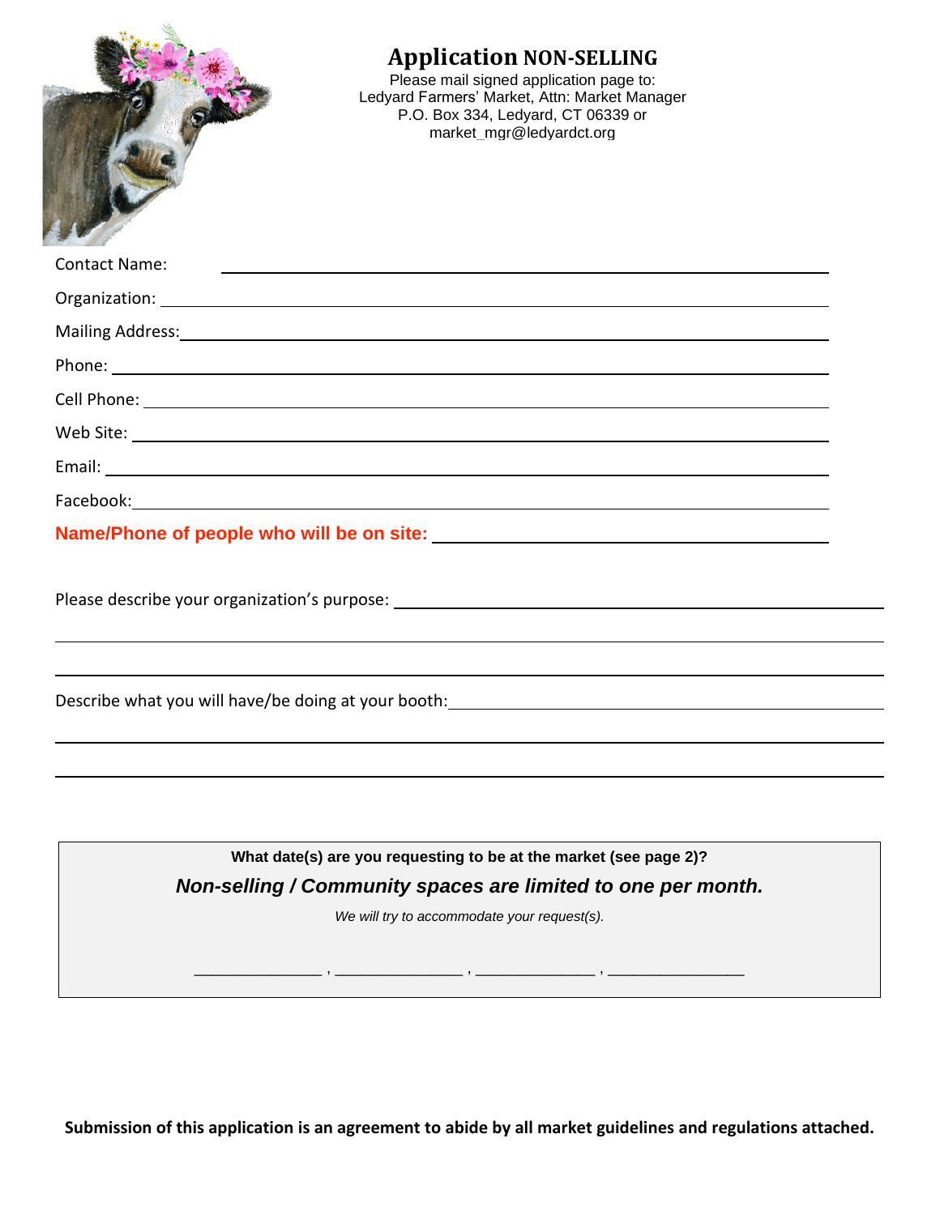# Application NON-SELLING

Please mail signed application page to:
Ledyard Farmers' Market, Attn: Market Manager
P.O. Box 334, Ledyard, CT 06339 or
market_mgr@ledyardct.org

Contact Name: ______________________________

Organization: ______________________________

Mailing Address: ______________________________

Phone: ______________________________

Cell Phone: ______________________________

Web Site: ______________________________

Email: ______________________________

Facebook: ______________________________

**Name/Phone of people who will be on site:** ______________________________

Please describe your organization's purpose: ______________________________

______________________________

______________________________

Describe what you will have/be doing at your booth: ______________________________

______________________________

______________________________

**What date(s) are you requesting to be at the market (see page 2)?**

***Non-selling / Community spaces are limited to one per month.***

*We will try to accommodate your request(s).*

______________ , ______________ , ______________ , ______________

**Submission of this application is an agreement to abide by all market guidelines and regulations attached.**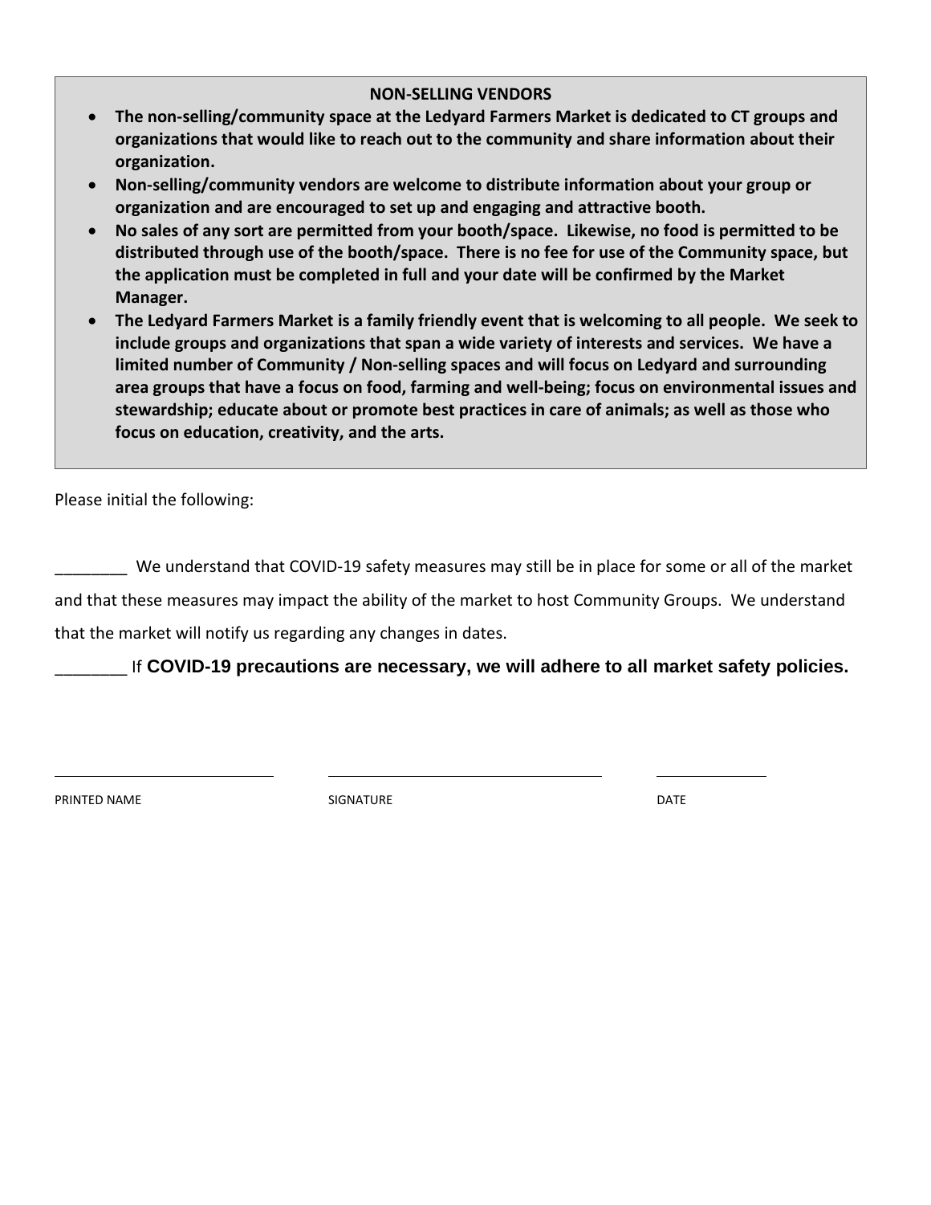**NON-SELLING VENDORS**

- **The non-selling/community space at the Ledyard Farmers Market is dedicated to CT groups and organizations that would like to reach out to the community and share information about their organization.**
- **Non-selling/community vendors are welcome to distribute information about your group or organization and are encouraged to set up and engaging and attractive booth.**
- **No sales of any sort are permitted from your booth/space. Likewise, no food is permitted to be distributed through use of the booth/space. There is no fee for use of the Community space, but the application must be completed in full and your date will be confirmed by the Market Manager.**
- **The Ledyard Farmers Market is a family friendly event that is welcoming to all people. We seek to include groups and organizations that span a wide variety of interests and services. We have a limited number of Community / Non-selling spaces and will focus on Ledyard and surrounding area groups that have a focus on food, farming and well-being; focus on environmental issues and stewardship; educate about or promote best practices in care of animals; as well as those who focus on education, creativity, and the arts.**

Please initial the following:

________ We understand that COVID-19 safety measures may still be in place for some or all of the market and that these measures may impact the ability of the market to host Community Groups. We understand that the market will notify us regarding any changes in dates.

_______ If **COVID-19 precautions are necessary, we will adhere to all market safety policies.**

| PRINTED NAME | SIGNATURE | DATE |
|---|---|---|
| | | |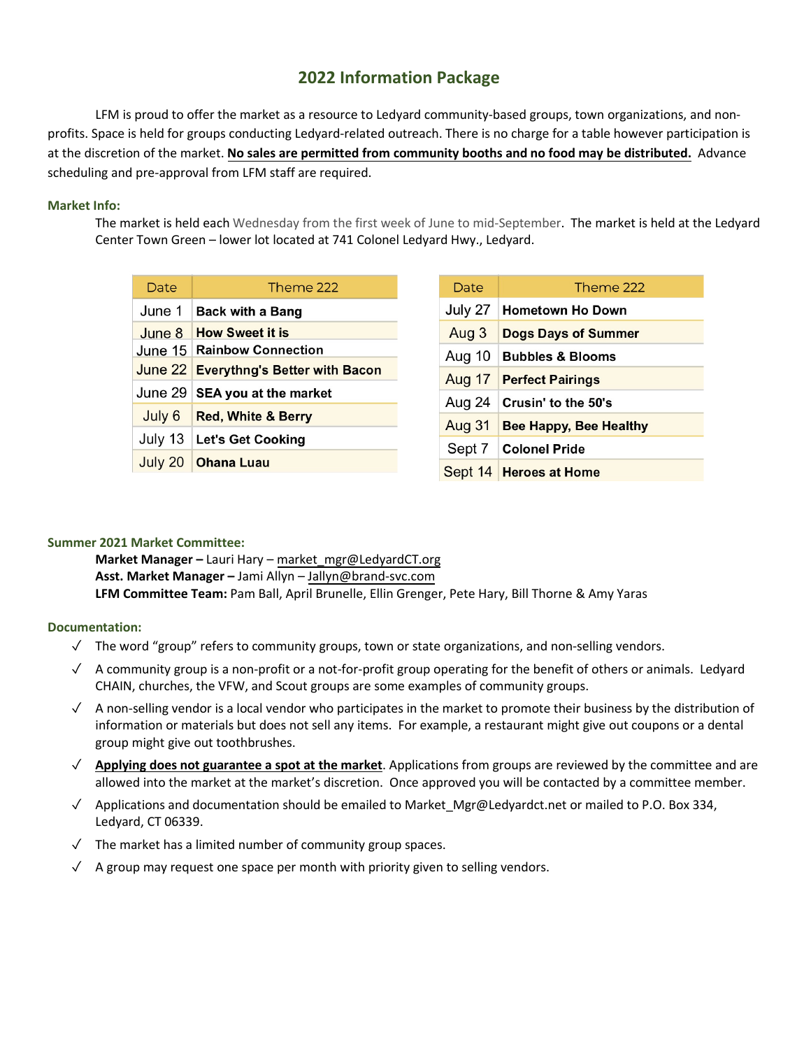# 2022 Information Package

LFM is proud to offer the market as a resource to Ledyard community-based groups, town organizations, and non-profits. Space is held for groups conducting Ledyard-related outreach. There is no charge for a table however participation is at the discretion of the market. **No sales are permitted from community booths and no food may be distributed.** Advance scheduling and pre-approval from LFM staff are required.

### Market Info:

The market is held each Wednesday from the first week of June to mid-September. The market is held at the Ledyard Center Town Green – lower lot located at 741 Colonel Ledyard Hwy., Ledyard.

| Date | Theme 222 |
|---|---|
| June 1 | **Back with a Bang** |
| June 8 | **How Sweet it is** |
| June 15 | **Rainbow Connection** |
| June 22 | **Everythng's Better with Bacon** |
| June 29 | **SEA you at the market** |
| July 6 | **Red, White & Berry** |
| July 13 | **Let's Get Cooking** |
| July 20 | **Ohana Luau** |

| Date | Theme 222 |
|---|---|
| July 27 | **Hometown Ho Down** |
| Aug 3 | **Dogs Days of Summer** |
| Aug 10 | **Bubbles & Blooms** |
| Aug 17 | **Perfect Pairings** |
| Aug 24 | **Crusin' to the 50's** |
| Aug 31 | **Bee Happy, Bee Healthy** |
| Sept 7 | **Colonel Pride** |
| Sept 14 | **Heroes at Home** |

### Summer 2021 Market Committee:

**Market Manager –** Lauri Hary – market_mgr@LedyardCT.org
**Asst. Market Manager –** Jami Allyn – Jallyn@brand-svc.com
**LFM Committee Team:** Pam Ball, April Brunelle, Ellin Grenger, Pete Hary, Bill Thorne & Amy Yaras

### Documentation:

- ✓ The word "group" refers to community groups, town or state organizations, and non-selling vendors.
- ✓ A community group is a non-profit or a not-for-profit group operating for the benefit of others or animals. Ledyard CHAIN, churches, the VFW, and Scout groups are some examples of community groups.
- ✓ A non-selling vendor is a local vendor who participates in the market to promote their business by the distribution of information or materials but does not sell any items. For example, a restaurant might give out coupons or a dental group might give out toothbrushes.
- ✓ **Applying does not guarantee a spot at the market**. Applications from groups are reviewed by the committee and are allowed into the market at the market's discretion. Once approved you will be contacted by a committee member.
- ✓ Applications and documentation should be emailed to Market_Mgr@Ledyardct.net or mailed to P.O. Box 334, Ledyard, CT 06339.
- ✓ The market has a limited number of community group spaces.
- ✓ A group may request one space per month with priority given to selling vendors.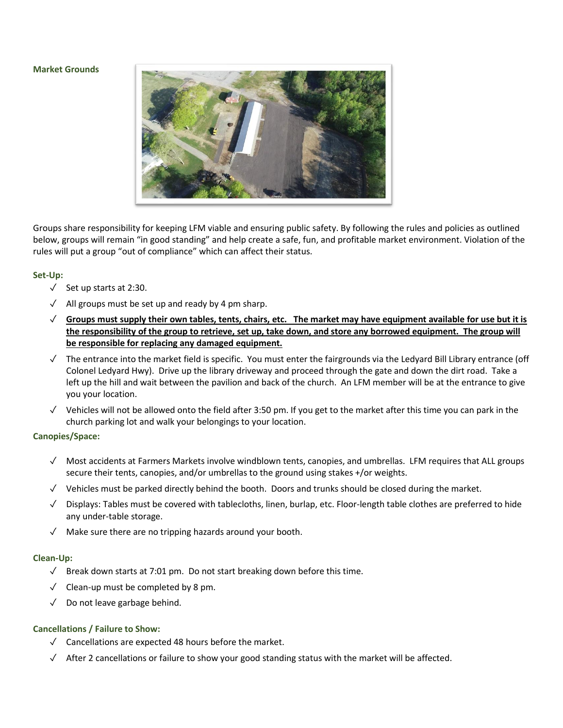**Market Grounds**

Groups share responsibility for keeping LFM viable and ensuring public safety. By following the rules and policies as outlined below, groups will remain "in good standing" and help create a safe, fun, and profitable market environment. Violation of the rules will put a group "out of compliance" which can affect their status.

**Set-Up:**

- ✓ Set up starts at 2:30.
- ✓ All groups must be set up and ready by 4 pm sharp.
- ✓ **<u>Groups must supply their own tables, tents, chairs, etc. The market may have equipment available for use but it is the responsibility of the group to retrieve, set up, take down, and store any borrowed equipment. The group will be responsible for replacing any damaged equipment.</u>**
- ✓ The entrance into the market field is specific. You must enter the fairgrounds via the Ledyard Bill Library entrance (off Colonel Ledyard Hwy). Drive up the library driveway and proceed through the gate and down the dirt road. Take a left up the hill and wait between the pavilion and back of the church. An LFM member will be at the entrance to give you your location.
- ✓ Vehicles will not be allowed onto the field after 3:50 pm. If you get to the market after this time you can park in the church parking lot and walk your belongings to your location.

**Canopies/Space:**

- ✓ Most accidents at Farmers Markets involve windblown tents, canopies, and umbrellas. LFM requires that ALL groups secure their tents, canopies, and/or umbrellas to the ground using stakes +/or weights.
- ✓ Vehicles must be parked directly behind the booth. Doors and trunks should be closed during the market.
- ✓ Displays: Tables must be covered with tablecloths, linen, burlap, etc. Floor-length table clothes are preferred to hide any under-table storage.
- ✓ Make sure there are no tripping hazards around your booth.

**Clean-Up:**

- ✓ Break down starts at 7:01 pm. Do not start breaking down before this time.
- ✓ Clean-up must be completed by 8 pm.
- ✓ Do not leave garbage behind.

**Cancellations / Failure to Show:**

- ✓ Cancellations are expected 48 hours before the market.
- ✓ After 2 cancellations or failure to show your good standing status with the market will be affected.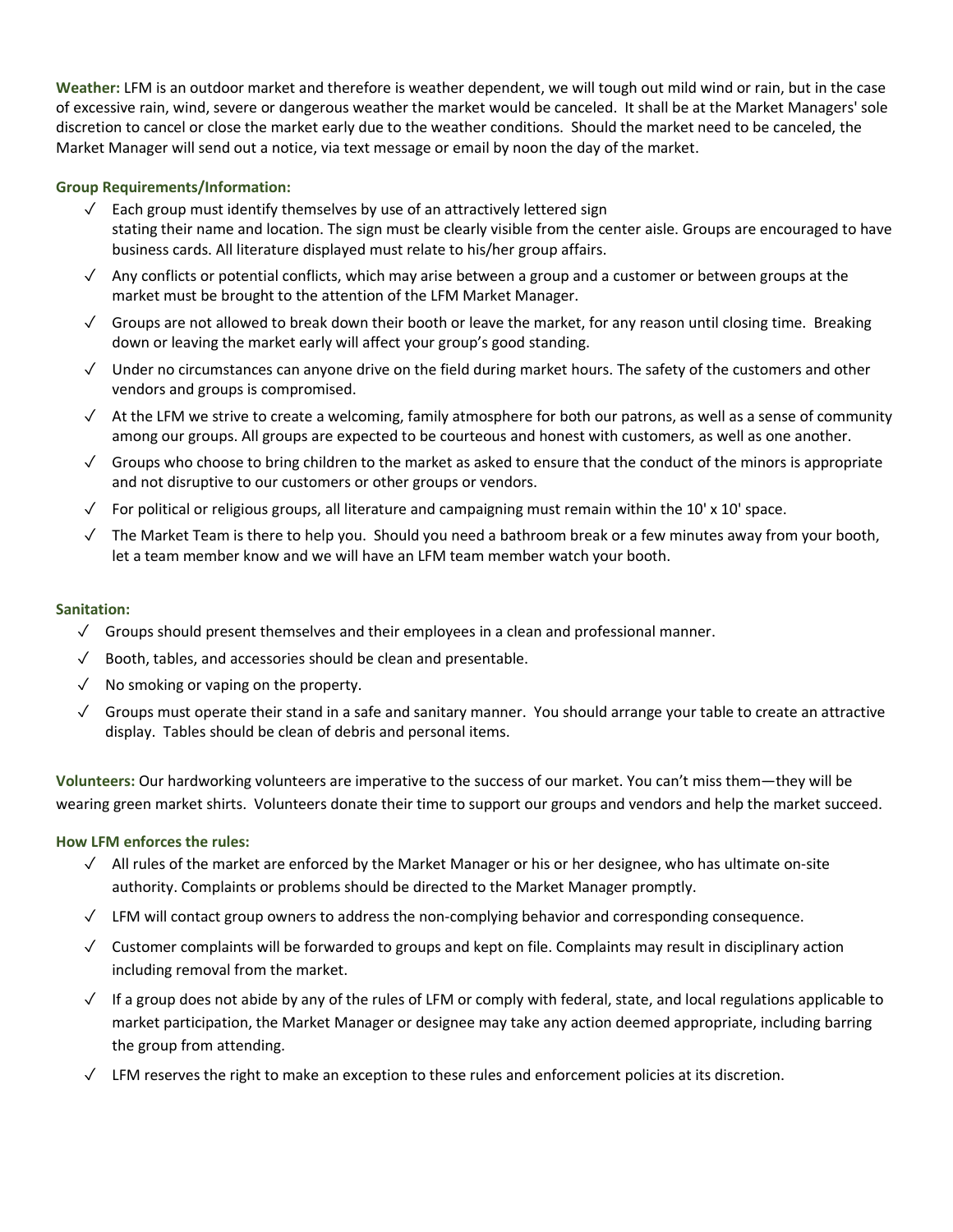**Weather:** LFM is an outdoor market and therefore is weather dependent, we will tough out mild wind or rain, but in the case of excessive rain, wind, severe or dangerous weather the market would be canceled. It shall be at the Market Managers' sole discretion to cancel or close the market early due to the weather conditions. Should the market need to be canceled, the Market Manager will send out a notice, via text message or email by noon the day of the market.

**Group Requirements/Information:**

- ✓ Each group must identify themselves by use of an attractively lettered sign stating their name and location. The sign must be clearly visible from the center aisle. Groups are encouraged to have business cards. All literature displayed must relate to his/her group affairs.
- ✓ Any conflicts or potential conflicts, which may arise between a group and a customer or between groups at the market must be brought to the attention of the LFM Market Manager.
- ✓ Groups are not allowed to break down their booth or leave the market, for any reason until closing time. Breaking down or leaving the market early will affect your group's good standing.
- ✓ Under no circumstances can anyone drive on the field during market hours. The safety of the customers and other vendors and groups is compromised.
- ✓ At the LFM we strive to create a welcoming, family atmosphere for both our patrons, as well as a sense of community among our groups. All groups are expected to be courteous and honest with customers, as well as one another.
- ✓ Groups who choose to bring children to the market as asked to ensure that the conduct of the minors is appropriate and not disruptive to our customers or other groups or vendors.
- ✓ For political or religious groups, all literature and campaigning must remain within the 10' x 10' space.
- ✓ The Market Team is there to help you. Should you need a bathroom break or a few minutes away from your booth, let a team member know and we will have an LFM team member watch your booth.

**Sanitation:**

- ✓ Groups should present themselves and their employees in a clean and professional manner.
- ✓ Booth, tables, and accessories should be clean and presentable.
- ✓ No smoking or vaping on the property.
- ✓ Groups must operate their stand in a safe and sanitary manner. You should arrange your table to create an attractive display. Tables should be clean of debris and personal items.

**Volunteers:** Our hardworking volunteers are imperative to the success of our market. You can't miss them—they will be wearing green market shirts. Volunteers donate their time to support our groups and vendors and help the market succeed.

**How LFM enforces the rules:**

- ✓ All rules of the market are enforced by the Market Manager or his or her designee, who has ultimate on-site authority. Complaints or problems should be directed to the Market Manager promptly.
- ✓ LFM will contact group owners to address the non-complying behavior and corresponding consequence.
- ✓ Customer complaints will be forwarded to groups and kept on file. Complaints may result in disciplinary action including removal from the market.
- ✓ If a group does not abide by any of the rules of LFM or comply with federal, state, and local regulations applicable to market participation, the Market Manager or designee may take any action deemed appropriate, including barring the group from attending.
- ✓ LFM reserves the right to make an exception to these rules and enforcement policies at its discretion.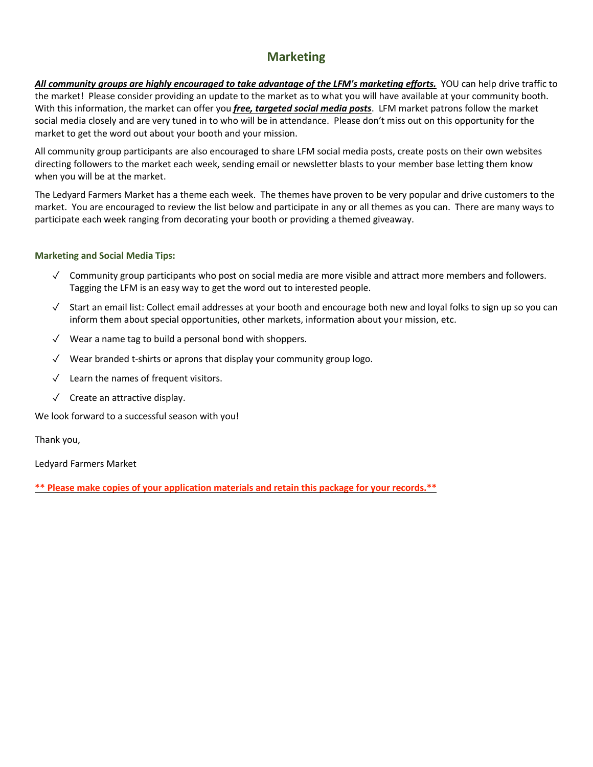## Marketing

***All community groups are highly encouraged to take advantage of the LFM's marketing efforts.*** YOU can help drive traffic to the market! Please consider providing an update to the market as to what you will have available at your community booth. With this information, the market can offer you ***free, targeted social media posts***. LFM market patrons follow the market social media closely and are very tuned in to who will be in attendance. Please don't miss out on this opportunity for the market to get the word out about your booth and your mission.

All community group participants are also encouraged to share LFM social media posts, create posts on their own websites directing followers to the market each week, sending email or newsletter blasts to your member base letting them know when you will be at the market.

The Ledyard Farmers Market has a theme each week. The themes have proven to be very popular and drive customers to the market. You are encouraged to review the list below and participate in any or all themes as you can. There are many ways to participate each week ranging from decorating your booth or providing a themed giveaway.

### Marketing and Social Media Tips:

- ✓ Community group participants who post on social media are more visible and attract more members and followers. Tagging the LFM is an easy way to get the word out to interested people.
- ✓ Start an email list: Collect email addresses at your booth and encourage both new and loyal folks to sign up so you can inform them about special opportunities, other markets, information about your mission, etc.
- ✓ Wear a name tag to build a personal bond with shoppers.
- ✓ Wear branded t-shirts or aprons that display your community group logo.
- ✓ Learn the names of frequent visitors.
- ✓ Create an attractive display.

We look forward to a successful season with you!

Thank you,

Ledyard Farmers Market

**** Please make copies of your application materials and retain this package for your records.****